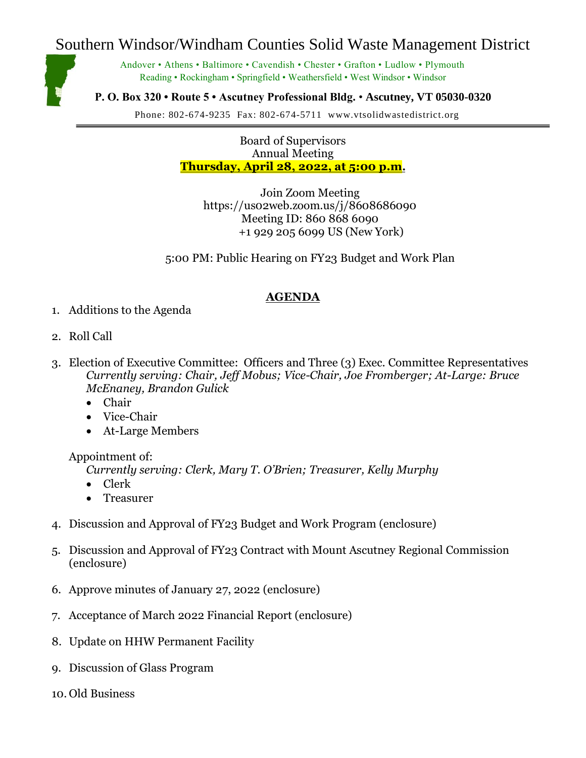# Southern Windsor/Windham Counties Solid Waste Management District

Andover • Athens • Baltimore • Cavendish • Chester • Grafton • Ludlow • Plymouth
Reading • Rockingham • Springfield • Weathersfield • West Windsor • Windsor

**P. O. Box 320 • Route 5 • Ascutney Professional Bldg. • Ascutney, VT 05030-0320**

Phone: 802-674-9235 Fax: 802-674-5711 www.vtsolidwastedistrict.org

---

Board of Supervisors
Annual Meeting
**Thursday, April 28, 2022, at 5:00 p.m.**

Join Zoom Meeting
https://us02web.zoom.us/j/8608686090
Meeting ID: 860 868 6090
+1 929 205 6099 US (New York)

5:00 PM: Public Hearing on FY23 Budget and Work Plan

## AGENDA

1. Additions to the Agenda
2. Roll Call
3. Election of Executive Committee: Officers and Three (3) Exec. Committee Representatives
   *Currently serving: Chair, Jeff Mobus; Vice-Chair, Joe Fromberger; At-Large: Bruce McEnaney, Brandon Gulick*
   - Chair
   - Vice-Chair
   - At-Large Members

   Appointment of:
   *Currently serving: Clerk, Mary T. O'Brien; Treasurer, Kelly Murphy*
   - Clerk
   - Treasurer
4. Discussion and Approval of FY23 Budget and Work Program (enclosure)
5. Discussion and Approval of FY23 Contract with Mount Ascutney Regional Commission (enclosure)
6. Approve minutes of January 27, 2022 (enclosure)
7. Acceptance of March 2022 Financial Report (enclosure)
8. Update on HHW Permanent Facility
9. Discussion of Glass Program
10. Old Business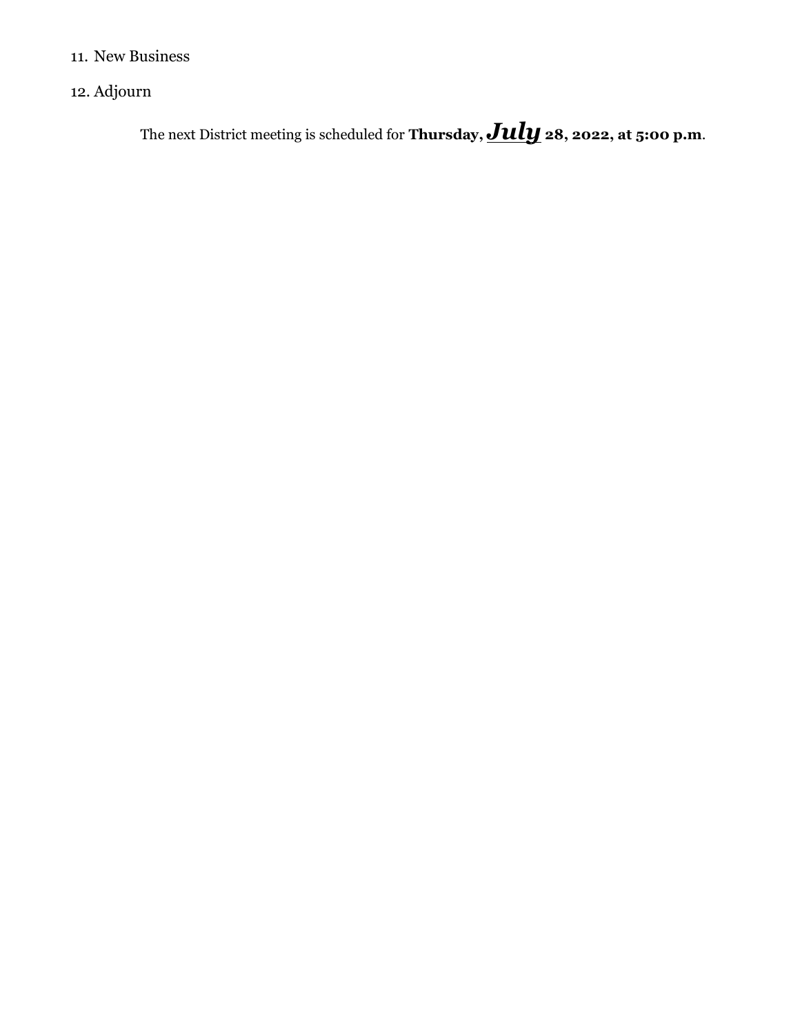11. New Business

12. Adjourn

The next District meeting is scheduled for **Thursday, *July* 28, 2022, at 5:00 p.m**.